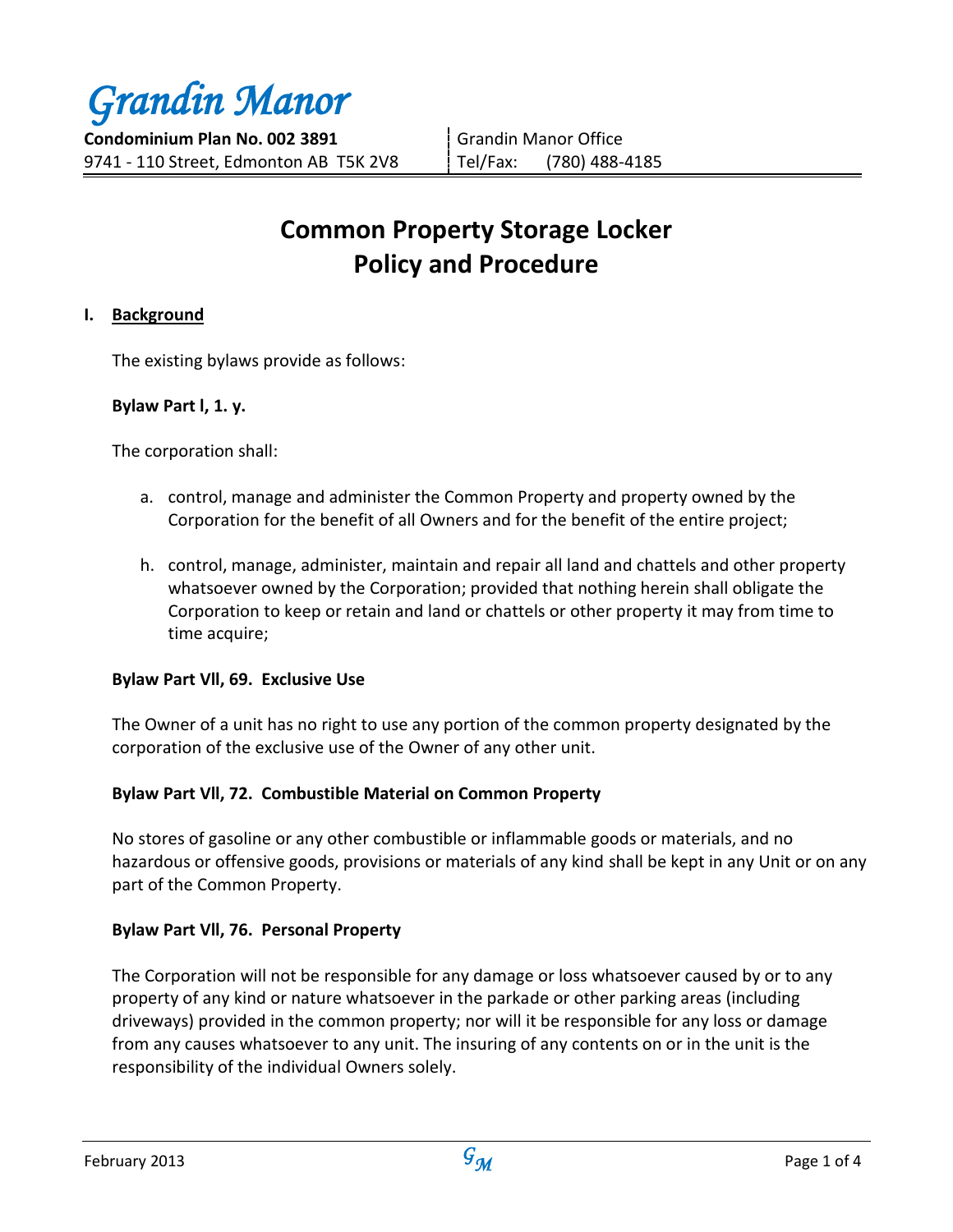# Grandin Manor

**Condominium Plan No. 002 3891**
9741 - 110 Street, Edmonton AB T5K 2V8

Grandin Manor Office
Tel/Fax: (780) 488-4185

# Common Property Storage Locker Policy and Procedure

## I. Background

The existing bylaws provide as follows:

**Bylaw Part l, 1. y.**

The corporation shall:

a. control, manage and administer the Common Property and property owned by the Corporation for the benefit of all Owners and for the benefit of the entire project;

h. control, manage, administer, maintain and repair all land and chattels and other property whatsoever owned by the Corporation; provided that nothing herein shall obligate the Corporation to keep or retain and land or chattels or other property it may from time to time acquire;

**Bylaw Part Vll, 69. Exclusive Use**

The Owner of a unit has no right to use any portion of the common property designated by the corporation of the exclusive use of the Owner of any other unit.

**Bylaw Part Vll, 72. Combustible Material on Common Property**

No stores of gasoline or any other combustible or inflammable goods or materials, and no hazardous or offensive goods, provisions or materials of any kind shall be kept in any Unit or on any part of the Common Property.

**Bylaw Part Vll, 76. Personal Property**

The Corporation will not be responsible for any damage or loss whatsoever caused by or to any property of any kind or nature whatsoever in the parkade or other parking areas (including driveways) provided in the common property; nor will it be responsible for any loss or damage from any causes whatsoever to any unit. The insuring of any contents on or in the unit is the responsibility of the individual Owners solely.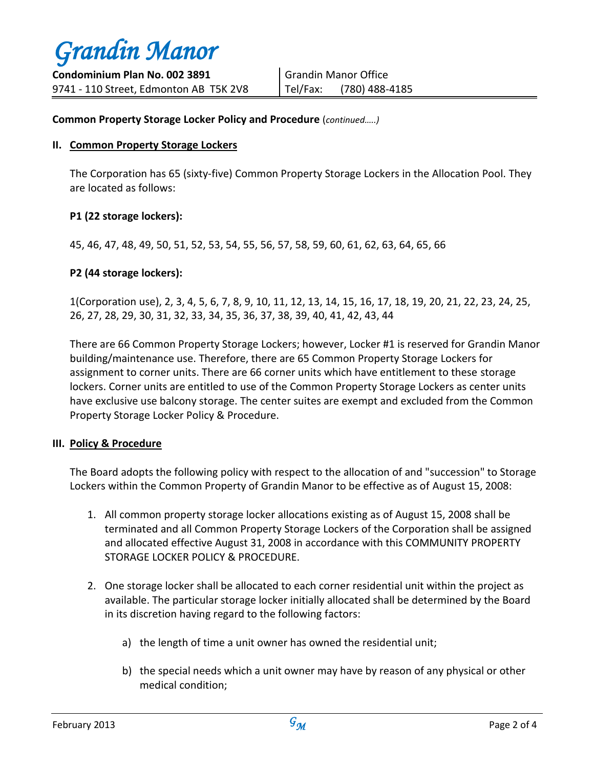**Common Property Storage Locker Policy and Procedure** (*continued…..)*

## II. Common Property Storage Lockers

The Corporation has 65 (sixty-five) Common Property Storage Lockers in the Allocation Pool. They are located as follows:

**P1 (22 storage lockers):**

45, 46, 47, 48, 49, 50, 51, 52, 53, 54, 55, 56, 57, 58, 59, 60, 61, 62, 63, 64, 65, 66

**P2 (44 storage lockers):**

1(Corporation use), 2, 3, 4, 5, 6, 7, 8, 9, 10, 11, 12, 13, 14, 15, 16, 17, 18, 19, 20, 21, 22, 23, 24, 25, 26, 27, 28, 29, 30, 31, 32, 33, 34, 35, 36, 37, 38, 39, 40, 41, 42, 43, 44

There are 66 Common Property Storage Lockers; however, Locker #1 is reserved for Grandin Manor building/maintenance use. Therefore, there are 65 Common Property Storage Lockers for assignment to corner units. There are 66 corner units which have entitlement to these storage lockers. Corner units are entitled to use of the Common Property Storage Lockers as center units have exclusive use balcony storage. The center suites are exempt and excluded from the Common Property Storage Locker Policy & Procedure.

## III. Policy & Procedure

The Board adopts the following policy with respect to the allocation of and "succession" to Storage Lockers within the Common Property of Grandin Manor to be effective as of August 15, 2008:

1. All common property storage locker allocations existing as of August 15, 2008 shall be terminated and all Common Property Storage Lockers of the Corporation shall be assigned and allocated effective August 31, 2008 in accordance with this COMMUNITY PROPERTY STORAGE LOCKER POLICY & PROCEDURE.

2. One storage locker shall be allocated to each corner residential unit within the project as available. The particular storage locker initially allocated shall be determined by the Board in its discretion having regard to the following factors:

    a) the length of time a unit owner has owned the residential unit;

    b) the special needs which a unit owner may have by reason of any physical or other medical condition;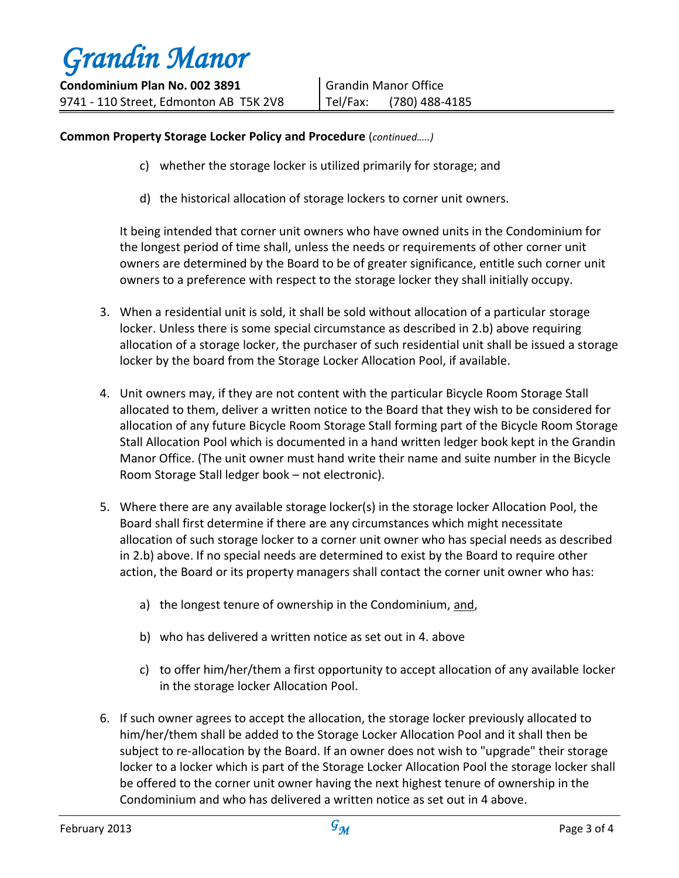**Common Property Storage Locker Policy and Procedure** (*continued…..)*

c) whether the storage locker is utilized primarily for storage; and

d) the historical allocation of storage lockers to corner unit owners.

It being intended that corner unit owners who have owned units in the Condominium for the longest period of time shall, unless the needs or requirements of other corner unit owners are determined by the Board to be of greater significance, entitle such corner unit owners to a preference with respect to the storage locker they shall initially occupy.

3. When a residential unit is sold, it shall be sold without allocation of a particular storage locker. Unless there is some special circumstance as described in 2.b) above requiring allocation of a storage locker, the purchaser of such residential unit shall be issued a storage locker by the board from the Storage Locker Allocation Pool, if available.

4. Unit owners may, if they are not content with the particular Bicycle Room Storage Stall allocated to them, deliver a written notice to the Board that they wish to be considered for allocation of any future Bicycle Room Storage Stall forming part of the Bicycle Room Storage Stall Allocation Pool which is documented in a hand written ledger book kept in the Grandin Manor Office. (The unit owner must hand write their name and suite number in the Bicycle Room Storage Stall ledger book – not electronic).

5. Where there are any available storage locker(s) in the storage locker Allocation Pool, the Board shall first determine if there are any circumstances which might necessitate allocation of such storage locker to a corner unit owner who has special needs as described in 2.b) above. If no special needs are determined to exist by the Board to require other action, the Board or its property managers shall contact the corner unit owner who has:

   a) the longest tenure of ownership in the Condominium, <u>and</u>,

   b) who has delivered a written notice as set out in 4. above

   c) to offer him/her/them a first opportunity to accept allocation of any available locker in the storage locker Allocation Pool.

6. If such owner agrees to accept the allocation, the storage locker previously allocated to him/her/them shall be added to the Storage Locker Allocation Pool and it shall then be subject to re-allocation by the Board. If an owner does not wish to "upgrade" their storage locker to a locker which is part of the Storage Locker Allocation Pool the storage locker shall be offered to the corner unit owner having the next highest tenure of ownership in the Condominium and who has delivered a written notice as set out in 4 above.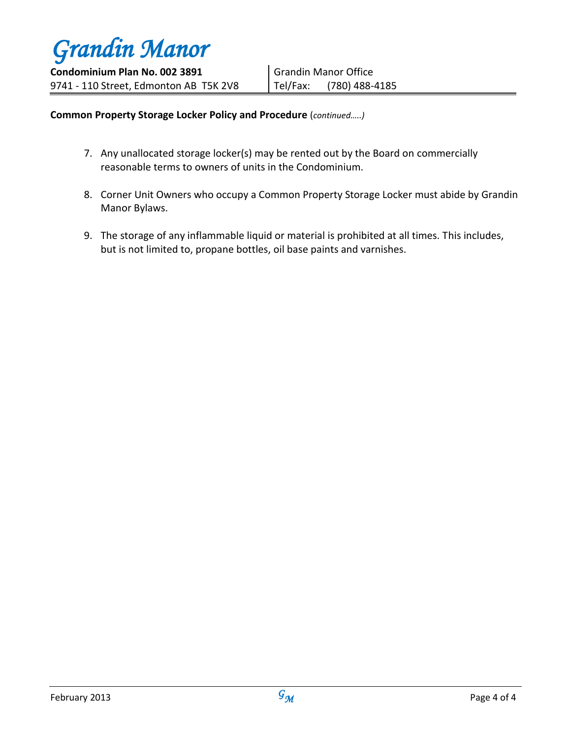**Common Property Storage Locker Policy and Procedure** (*continued…..)*

7. Any unallocated storage locker(s) may be rented out by the Board on commercially reasonable terms to owners of units in the Condominium.

8. Corner Unit Owners who occupy a Common Property Storage Locker must abide by Grandin Manor Bylaws.

9. The storage of any inflammable liquid or material is prohibited at all times. This includes, but is not limited to, propane bottles, oil base paints and varnishes.